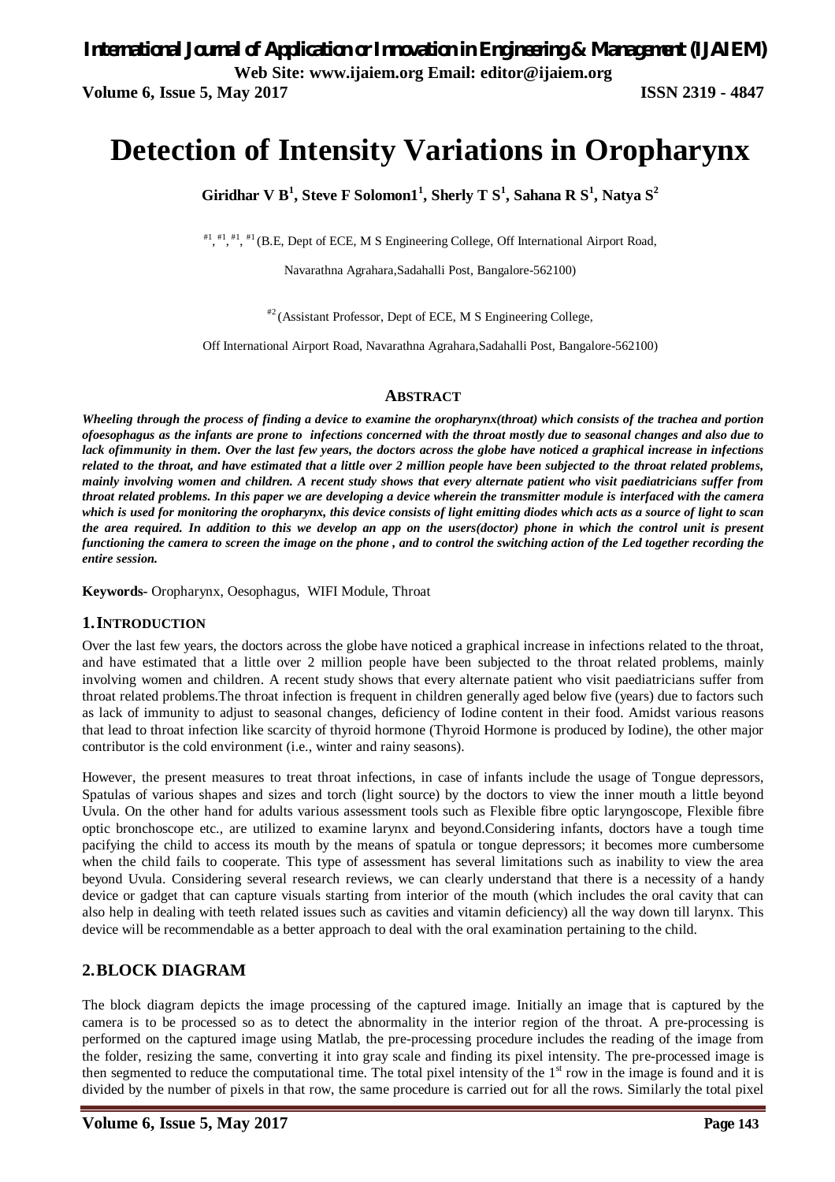# Detection of Intensity Variations in Oropharynx

**Giridhar V B[1], Steve F Solomon1[1], Sherly T S[1], Sahana R S[1], Natya S[2]**

[#1], [#1], [#1], [#1] (B.E, Dept of ECE, M S Engineering College, Off International Airport Road, Navarathna Agrahara,Sadahalli Post, Bangalore-562100)

[#2] (Assistant Professor, Dept of ECE, M S Engineering College, Off International Airport Road, Navarathna Agrahara,Sadahalli Post, Bangalore-562100)

## ABSTRACT

***Wheeling through the process of finding a device to examine the oropharynx(throat) which consists of the trachea and portion ofoesophagus as the infants are prone to infections concerned with the throat mostly due to seasonal changes and also due to lack ofimmunity in them. Over the last few years, the doctors across the globe have noticed a graphical increase in infections related to the throat, and have estimated that a little over 2 million people have been subjected to the throat related problems, mainly involving women and children. A recent study shows that every alternate patient who visit paediatricians suffer from throat related problems. In this paper we are developing a device wherein the transmitter module is interfaced with the camera which is used for monitoring the oropharynx, this device consists of light emitting diodes which acts as a source of light to scan the area required. In addition to this we develop an app on the users(doctor) phone in which the control unit is present functioning the camera to screen the image on the phone , and to control the switching action of the Led together recording the entire session.***

**Keywords-** Oropharynx, Oesophagus, WIFI Module, Throat

## 1. INTRODUCTION

Over the last few years, the doctors across the globe have noticed a graphical increase in infections related to the throat, and have estimated that a little over 2 million people have been subjected to the throat related problems, mainly involving women and children. A recent study shows that every alternate patient who visit paediatricians suffer from throat related problems.The throat infection is frequent in children generally aged below five (years) due to factors such as lack of immunity to adjust to seasonal changes, deficiency of Iodine content in their food. Amidst various reasons that lead to throat infection like scarcity of thyroid hormone (Thyroid Hormone is produced by Iodine), the other major contributor is the cold environment (i.e., winter and rainy seasons).

However, the present measures to treat throat infections, in case of infants include the usage of Tongue depressors, Spatulas of various shapes and sizes and torch (light source) by the doctors to view the inner mouth a little beyond Uvula. On the other hand for adults various assessment tools such as Flexible fibre optic laryngoscope, Flexible fibre optic bronchoscope etc., are utilized to examine larynx and beyond.Considering infants, doctors have a tough time pacifying the child to access its mouth by the means of spatula or tongue depressors; it becomes more cumbersome when the child fails to cooperate. This type of assessment has several limitations such as inability to view the area beyond Uvula. Considering several research reviews, we can clearly understand that there is a necessity of a handy device or gadget that can capture visuals starting from interior of the mouth (which includes the oral cavity that can also help in dealing with teeth related issues such as cavities and vitamin deficiency) all the way down till larynx. This device will be recommendable as a better approach to deal with the oral examination pertaining to the child.

## 2. BLOCK DIAGRAM

The block diagram depicts the image processing of the captured image. Initially an image that is captured by the camera is to be processed so as to detect the abnormality in the interior region of the throat. A pre-processing is performed on the captured image using Matlab, the pre-processing procedure includes the reading of the image from the folder, resizing the same, converting it into gray scale and finding its pixel intensity. The pre-processed image is then segmented to reduce the computational time. The total pixel intensity of the 1st row in the image is found and it is divided by the number of pixels in that row, the same procedure is carried out for all the rows. Similarly the total pixel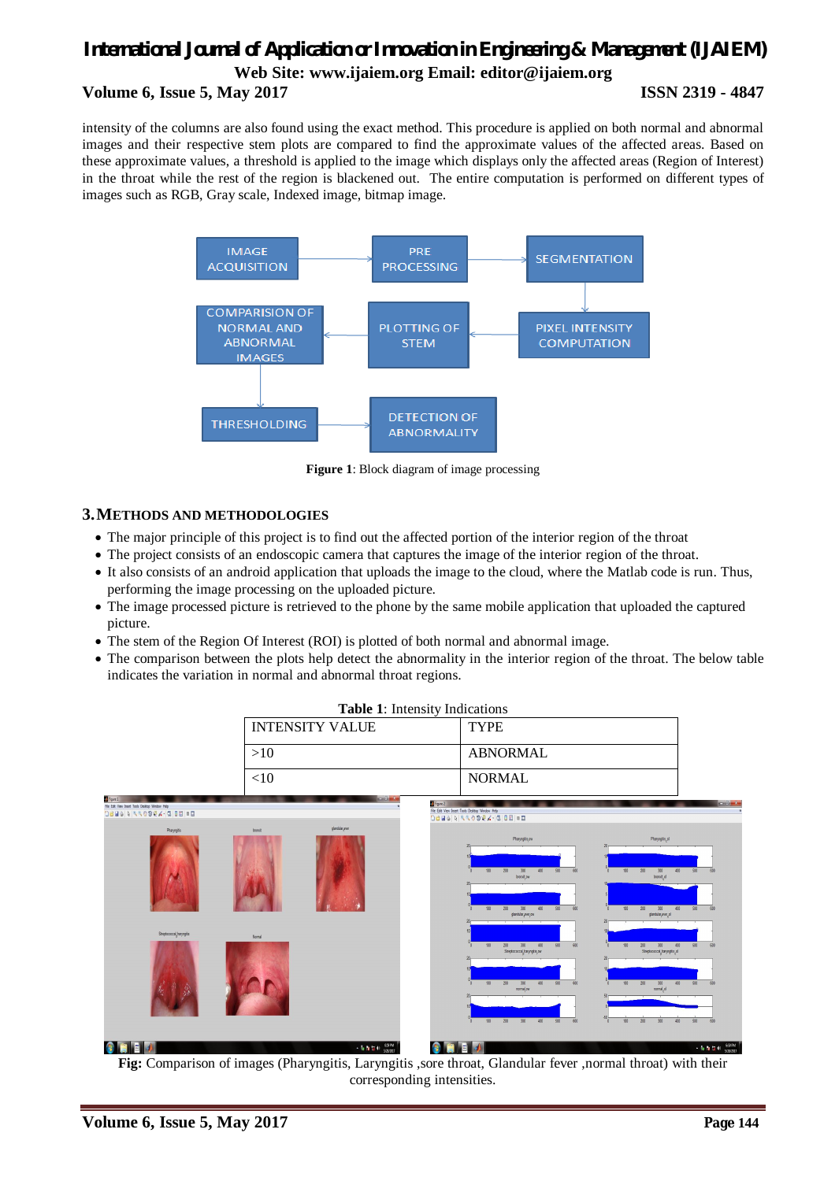intensity of the columns are also found using the exact method. This procedure is applied on both normal and abnormal images and their respective stem plots are compared to find the approximate values of the affected areas. Based on these approximate values, a threshold is applied to the image which displays only the affected areas (Region of Interest) in the throat while the rest of the region is blackened out. The entire computation is performed on different types of images such as RGB, Gray scale, Indexed image, bitmap image.

IMAGE ACQUISITION → PRE PROCESSING → SEGMENTATION → PIXEL INTENSITY COMPUTATION → PLOTTING OF STEM → COMPARISION OF NORMAL AND ABNORMAL IMAGES → THRESHOLDING → DETECTION OF ABNORMALITY

**Figure 1**: Block diagram of image processing

## 3. Methods and Methodologies

- The major principle of this project is to find out the affected portion of the interior region of the throat
- The project consists of an endoscopic camera that captures the image of the interior region of the throat.
- It also consists of an android application that uploads the image to the cloud, where the Matlab code is run. Thus, performing the image processing on the uploaded picture.
- The image processed picture is retrieved to the phone by the same mobile application that uploaded the captured picture.
- The stem of the Region Of Interest (ROI) is plotted of both normal and abnormal image.
- The comparison between the plots help detect the abnormality in the interior region of the throat. The below table indicates the variation in normal and abnormal throat regions.

**Table 1**: Intensity Indications

| INTENSITY VALUE | TYPE |
|---|---|
| >10 | ABNORMAL |
| <10 | NORMAL |

**Fig:** Comparison of images (Pharyngitis, Laryngitis ,sore throat, Glandular fever ,normal throat) with their corresponding intensities.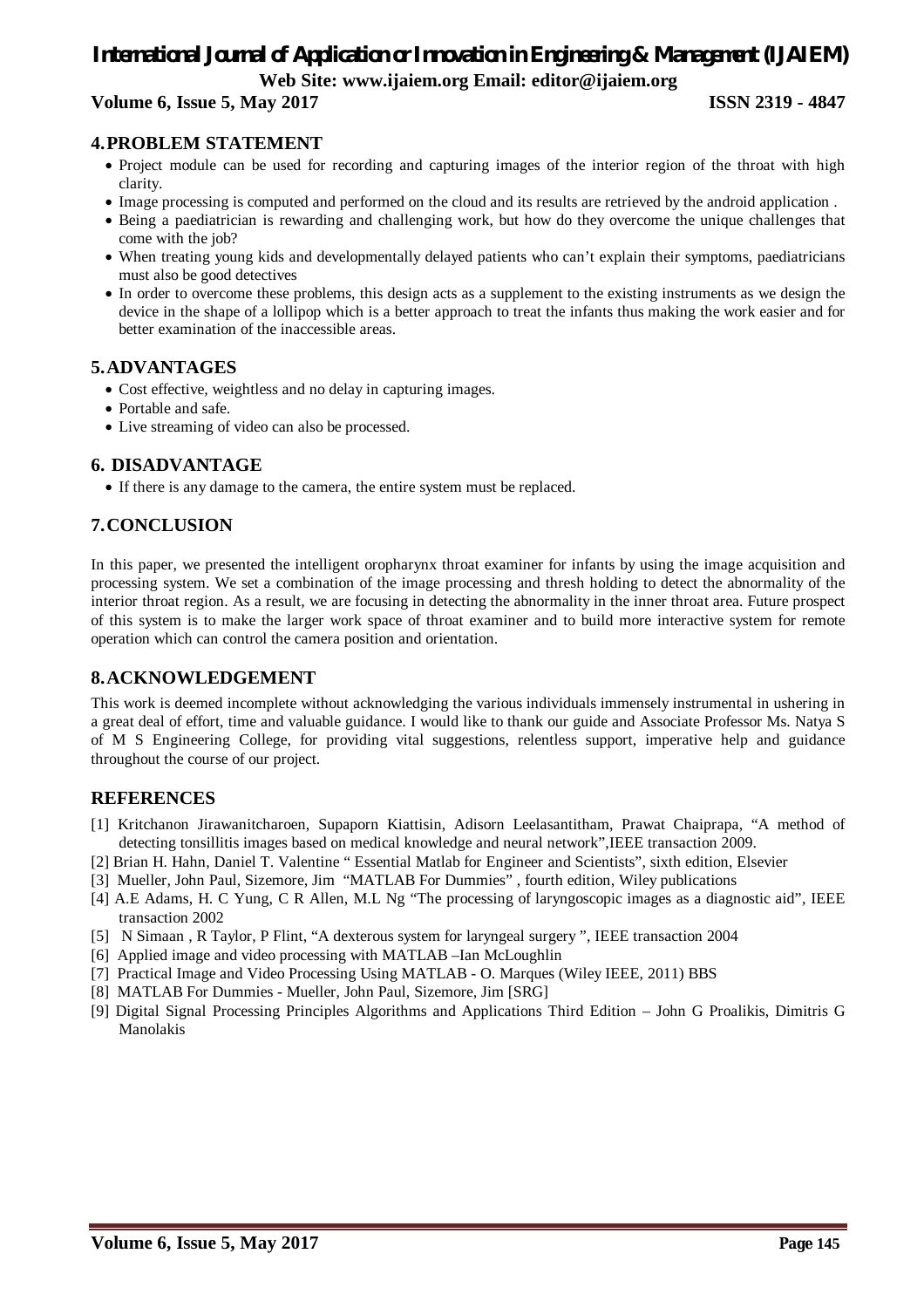## 4. PROBLEM STATEMENT

- Project module can be used for recording and capturing images of the interior region of the throat with high clarity.
- Image processing is computed and performed on the cloud and its results are retrieved by the android application .
- Being a paediatrician is rewarding and challenging work, but how do they overcome the unique challenges that come with the job?
- When treating young kids and developmentally delayed patients who can't explain their symptoms, paediatricians must also be good detectives
- In order to overcome these problems, this design acts as a supplement to the existing instruments as we design the device in the shape of a lollipop which is a better approach to treat the infants thus making the work easier and for better examination of the inaccessible areas.

## 5. ADVANTAGES

- Cost effective, weightless and no delay in capturing images.
- Portable and safe.
- Live streaming of video can also be processed.

## 6. DISADVANTAGE

- If there is any damage to the camera, the entire system must be replaced.

## 7. CONCLUSION

In this paper, we presented the intelligent oropharynx throat examiner for infants by using the image acquisition and processing system. We set a combination of the image processing and thresh holding to detect the abnormality of the interior throat region. As a result, we are focusing in detecting the abnormality in the inner throat area. Future prospect of this system is to make the larger work space of throat examiner and to build more interactive system for remote operation which can control the camera position and orientation.

## 8. ACKNOWLEDGEMENT

This work is deemed incomplete without acknowledging the various individuals immensely instrumental in ushering in a great deal of effort, time and valuable guidance. I would like to thank our guide and Associate Professor Ms. Natya S of M S Engineering College, for providing vital suggestions, relentless support, imperative help and guidance throughout the course of our project.

## REFERENCES

[1] Kritchanon Jirawanitcharoen, Supaporn Kiattisin, Adisorn Leelasantitham, Prawat Chaiprapa, "A method of detecting tonsillitis images based on medical knowledge and neural network",IEEE transaction 2009.

[2] Brian H. Hahn, Daniel T. Valentine " Essential Matlab for Engineer and Scientists", sixth edition, Elsevier

[3] Mueller, John Paul, Sizemore, Jim "MATLAB For Dummies" , fourth edition, Wiley publications

[4] A.E Adams, H. C Yung, C R Allen, M.L Ng "The processing of laryngoscopic images as a diagnostic aid", IEEE transaction 2002

[5] N Simaan , R Taylor, P Flint, "A dexterous system for laryngeal surgery ", IEEE transaction 2004

[6] Applied image and video processing with MATLAB –Ian McLoughlin

[7] Practical Image and Video Processing Using MATLAB - O. Marques (Wiley IEEE, 2011) BBS

[8] MATLAB For Dummies - Mueller, John Paul, Sizemore, Jim [SRG]

[9] Digital Signal Processing Principles Algorithms and Applications Third Edition – John G Proalikis, Dimitris G Manolakis